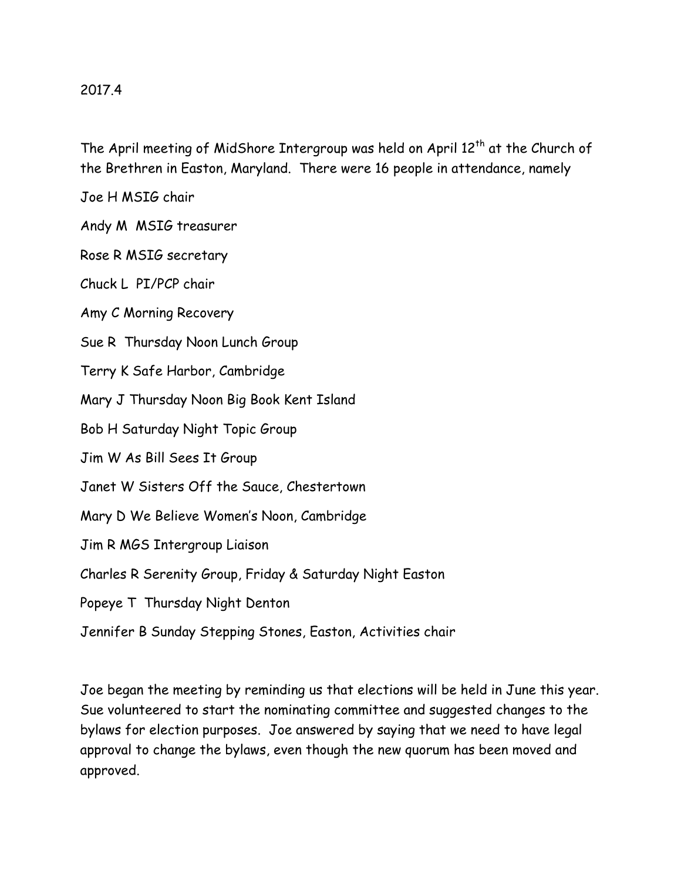2017.4

The April meeting of MidShore Intergroup was held on April 12th at the Church of the Brethren in Easton, Maryland. There were 16 people in attendance, namely

Joe H MSIG chair

Andy M MSIG treasurer

Rose R MSIG secretary

Chuck L PI/PCP chair

Amy C Morning Recovery

Sue R Thursday Noon Lunch Group

Terry K Safe Harbor, Cambridge

Mary J Thursday Noon Big Book Kent Island

Bob H Saturday Night Topic Group

Jim W As Bill Sees It Group

Janet W Sisters Off the Sauce, Chestertown

Mary D We Believe Women's Noon, Cambridge

Jim R MGS Intergroup Liaison

Charles R Serenity Group, Friday & Saturday Night Easton

Popeye T Thursday Night Denton

Jennifer B Sunday Stepping Stones, Easton, Activities chair

Joe began the meeting by reminding us that elections will be held in June this year. Sue volunteered to start the nominating committee and suggested changes to the bylaws for election purposes. Joe answered by saying that we need to have legal approval to change the bylaws, even though the new quorum has been moved and approved.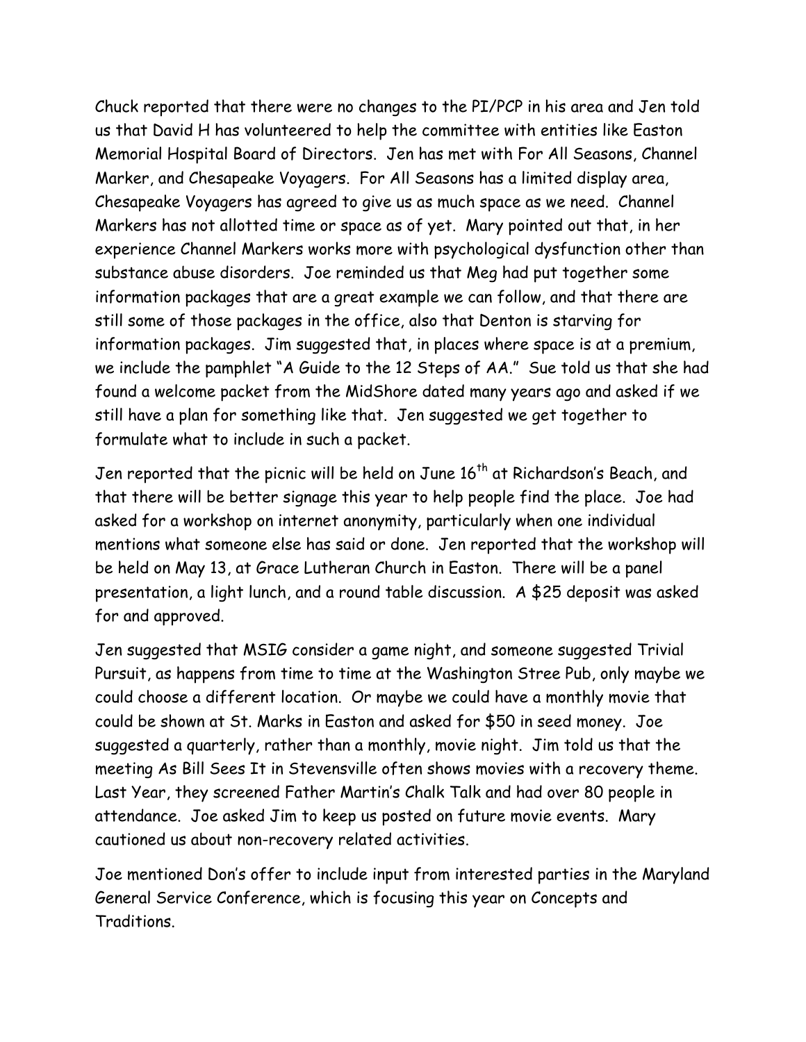Chuck reported that there were no changes to the PI/PCP in his area and Jen told us that David H has volunteered to help the committee with entities like Easton Memorial Hospital Board of Directors. Jen has met with For All Seasons, Channel Marker, and Chesapeake Voyagers. For All Seasons has a limited display area, Chesapeake Voyagers has agreed to give us as much space as we need. Channel Markers has not allotted time or space as of yet. Mary pointed out that, in her experience Channel Markers works more with psychological dysfunction other than substance abuse disorders. Joe reminded us that Meg had put together some information packages that are a great example we can follow, and that there are still some of those packages in the office, also that Denton is starving for information packages. Jim suggested that, in places where space is at a premium, we include the pamphlet "A Guide to the 12 Steps of AA." Sue told us that she had found a welcome packet from the MidShore dated many years ago and asked if we still have a plan for something like that. Jen suggested we get together to formulate what to include in such a packet.

Jen reported that the picnic will be held on June 16th at Richardson's Beach, and that there will be better signage this year to help people find the place. Joe had asked for a workshop on internet anonymity, particularly when one individual mentions what someone else has said or done. Jen reported that the workshop will be held on May 13, at Grace Lutheran Church in Easton. There will be a panel presentation, a light lunch, and a round table discussion. A $25 deposit was asked for and approved.

Jen suggested that MSIG consider a game night, and someone suggested Trivial Pursuit, as happens from time to time at the Washington Stree Pub, only maybe we could choose a different location. Or maybe we could have a monthly movie that could be shown at St. Marks in Easton and asked for $50 in seed money. Joe suggested a quarterly, rather than a monthly, movie night. Jim told us that the meeting As Bill Sees It in Stevensville often shows movies with a recovery theme. Last Year, they screened Father Martin's Chalk Talk and had over 80 people in attendance. Joe asked Jim to keep us posted on future movie events. Mary cautioned us about non-recovery related activities.

Joe mentioned Don's offer to include input from interested parties in the Maryland General Service Conference, which is focusing this year on Concepts and Traditions.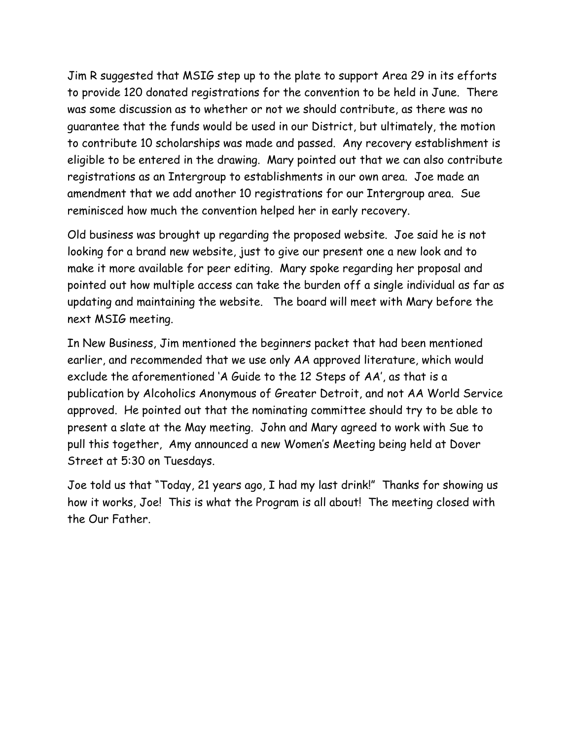Jim R suggested that MSIG step up to the plate to support Area 29 in its efforts to provide 120 donated registrations for the convention to be held in June. There was some discussion as to whether or not we should contribute, as there was no guarantee that the funds would be used in our District, but ultimately, the motion to contribute 10 scholarships was made and passed. Any recovery establishment is eligible to be entered in the drawing. Mary pointed out that we can also contribute registrations as an Intergroup to establishments in our own area. Joe made an amendment that we add another 10 registrations for our Intergroup area. Sue reminisced how much the convention helped her in early recovery.

Old business was brought up regarding the proposed website. Joe said he is not looking for a brand new website, just to give our present one a new look and to make it more available for peer editing. Mary spoke regarding her proposal and pointed out how multiple access can take the burden off a single individual as far as updating and maintaining the website. The board will meet with Mary before the next MSIG meeting.

In New Business, Jim mentioned the beginners packet that had been mentioned earlier, and recommended that we use only AA approved literature, which would exclude the aforementioned 'A Guide to the 12 Steps of AA', as that is a publication by Alcoholics Anonymous of Greater Detroit, and not AA World Service approved. He pointed out that the nominating committee should try to be able to present a slate at the May meeting. John and Mary agreed to work with Sue to pull this together, Amy announced a new Women's Meeting being held at Dover Street at 5:30 on Tuesdays.

Joe told us that "Today, 21 years ago, I had my last drink!" Thanks for showing us how it works, Joe! This is what the Program is all about! The meeting closed with the Our Father.